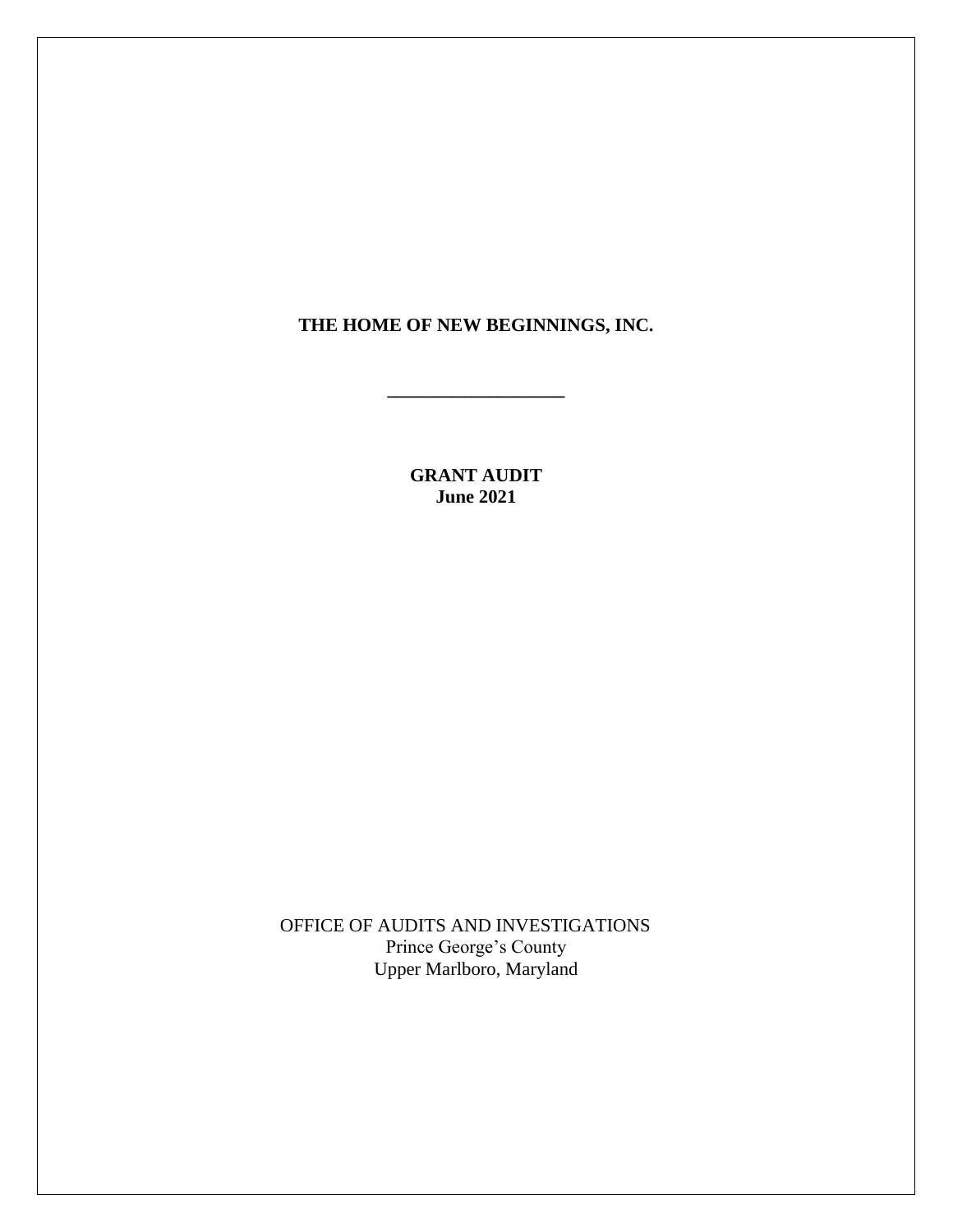# THE HOME OF NEW BEGINNINGS, INC.

---

**GRANT AUDIT**
**June 2021**

OFFICE OF AUDITS AND INVESTIGATIONS
Prince George's County
Upper Marlboro, Maryland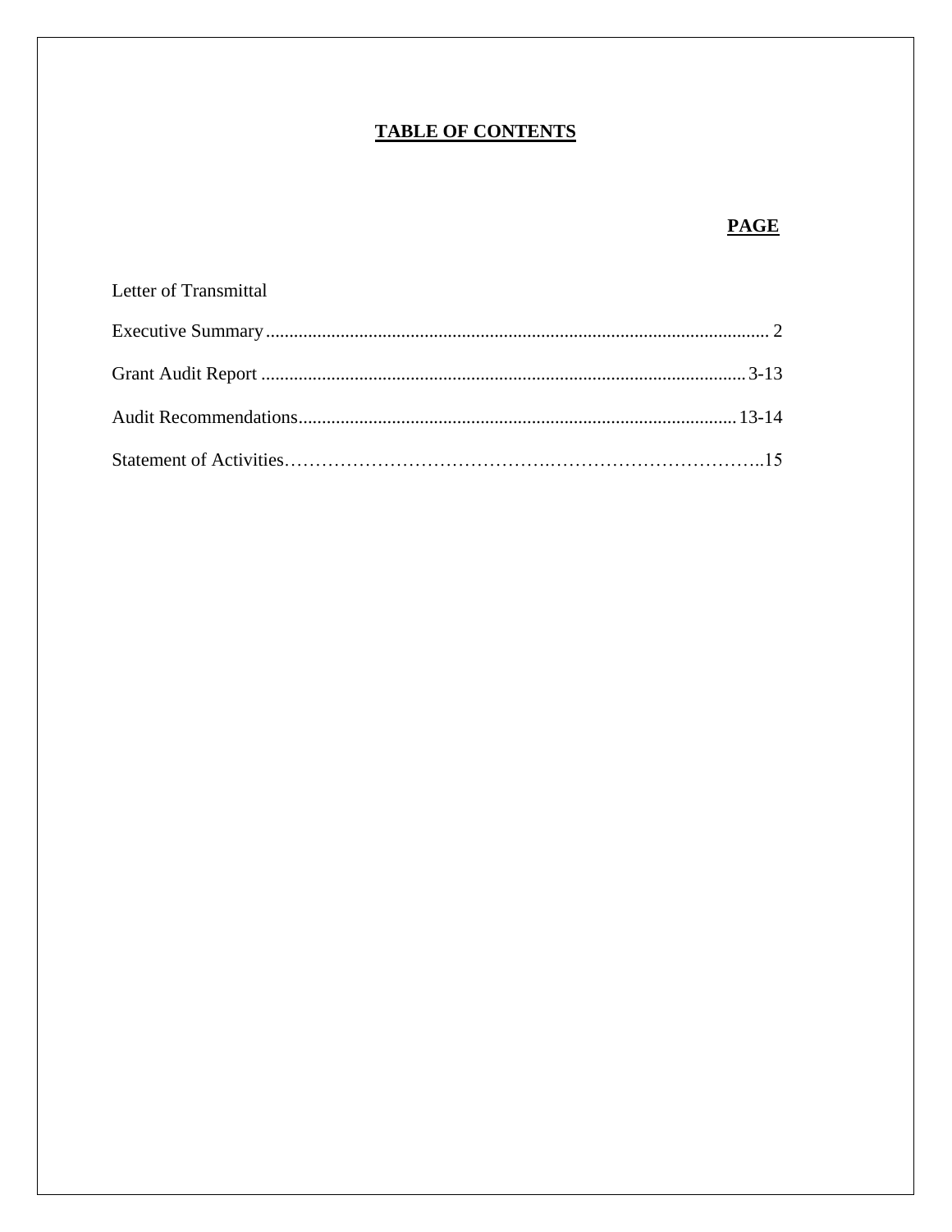# TABLE OF CONTENTS

| | PAGE |
|---|---|
| Letter of Transmittal | |
| Executive Summary | 2 |
| Grant Audit Report | 3-13 |
| Audit Recommendations | 13-14 |
| Statement of Activities | 15 |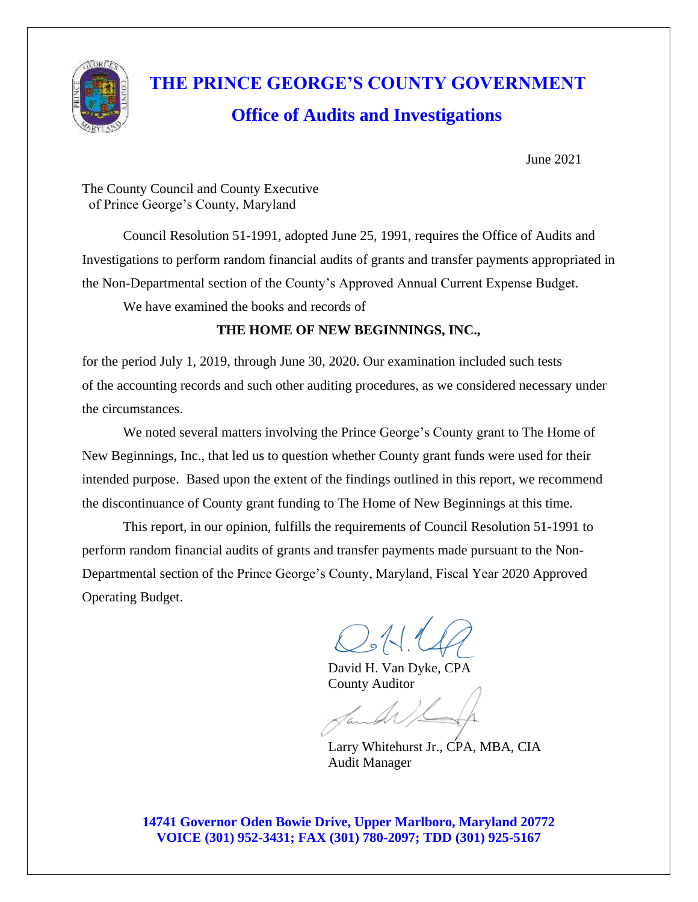# THE PRINCE GEORGE'S COUNTY GOVERNMENT

## Office of Audits and Investigations

June 2021

The County Council and County Executive
of Prince George's County, Maryland

Council Resolution 51-1991, adopted June 25, 1991, requires the Office of Audits and Investigations to perform random financial audits of grants and transfer payments appropriated in the Non-Departmental section of the County's Approved Annual Current Expense Budget.

We have examined the books and records of

**THE HOME OF NEW BEGINNINGS, INC.,**

for the period July 1, 2019, through June 30, 2020. Our examination included such tests of the accounting records and such other auditing procedures, as we considered necessary under the circumstances.

We noted several matters involving the Prince George's County grant to The Home of New Beginnings, Inc., that led us to question whether County grant funds were used for their intended purpose. Based upon the extent of the findings outlined in this report, we recommend the discontinuance of County grant funding to The Home of New Beginnings at this time.

This report, in our opinion, fulfills the requirements of Council Resolution 51-1991 to perform random financial audits of grants and transfer payments made pursuant to the Non-Departmental section of the Prince George's County, Maryland, Fiscal Year 2020 Approved Operating Budget.

David H. Van Dyke, CPA
County Auditor

Larry Whitehurst Jr., CPA, MBA, CIA
Audit Manager

**14741 Governor Oden Bowie Drive, Upper Marlboro, Maryland 20772**
**VOICE (301) 952-3431; FAX (301) 780-2097; TDD (301) 925-5167**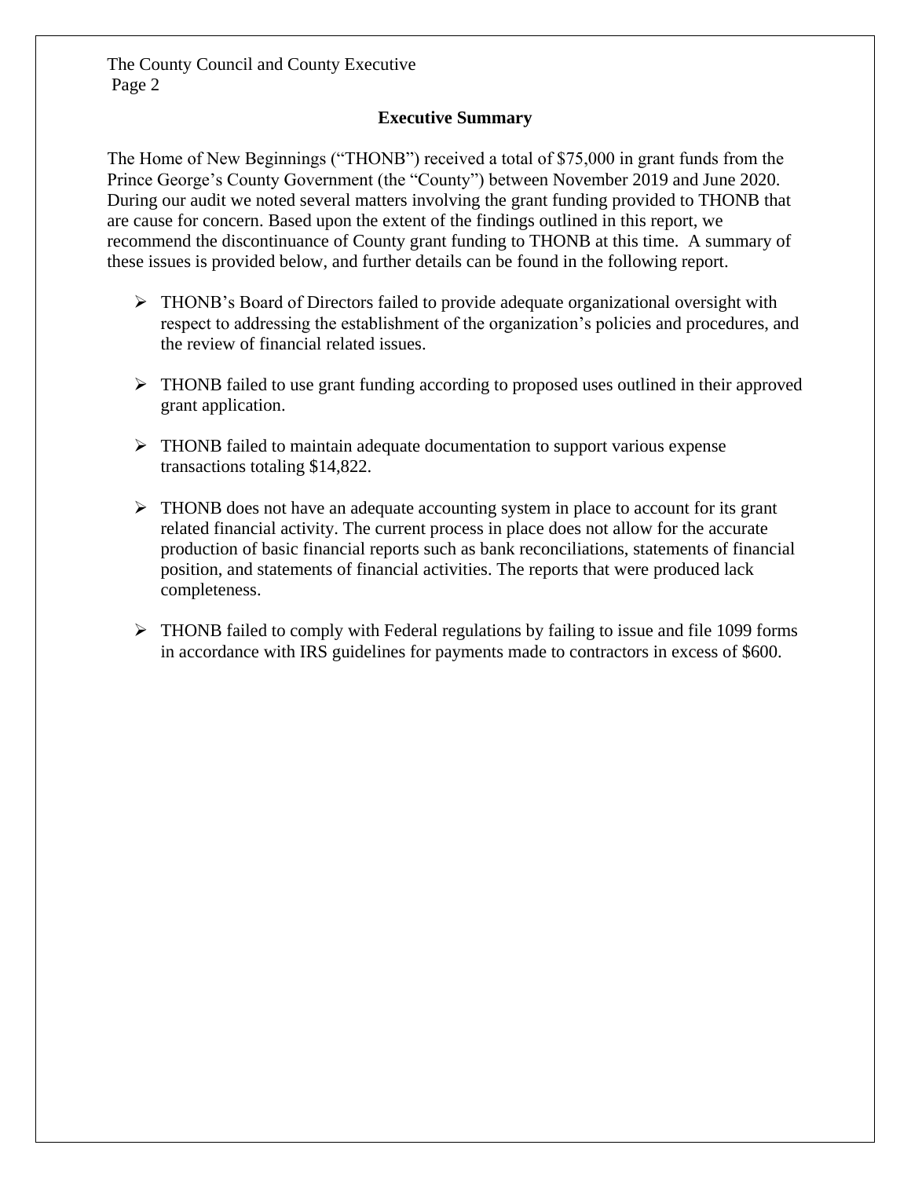## Executive Summary

The Home of New Beginnings ("THONB") received a total of $75,000 in grant funds from the Prince George's County Government (the "County") between November 2019 and June 2020. During our audit we noted several matters involving the grant funding provided to THONB that are cause for concern. Based upon the extent of the findings outlined in this report, we recommend the discontinuance of County grant funding to THONB at this time. A summary of these issues is provided below, and further details can be found in the following report.

- THONB's Board of Directors failed to provide adequate organizational oversight with respect to addressing the establishment of the organization's policies and procedures, and the review of financial related issues.
- THONB failed to use grant funding according to proposed uses outlined in their approved grant application.
- THONB failed to maintain adequate documentation to support various expense transactions totaling $14,822.
- THONB does not have an adequate accounting system in place to account for its grant related financial activity. The current process in place does not allow for the accurate production of basic financial reports such as bank reconciliations, statements of financial position, and statements of financial activities. The reports that were produced lack completeness.
- THONB failed to comply with Federal regulations by failing to issue and file 1099 forms in accordance with IRS guidelines for payments made to contractors in excess of $600.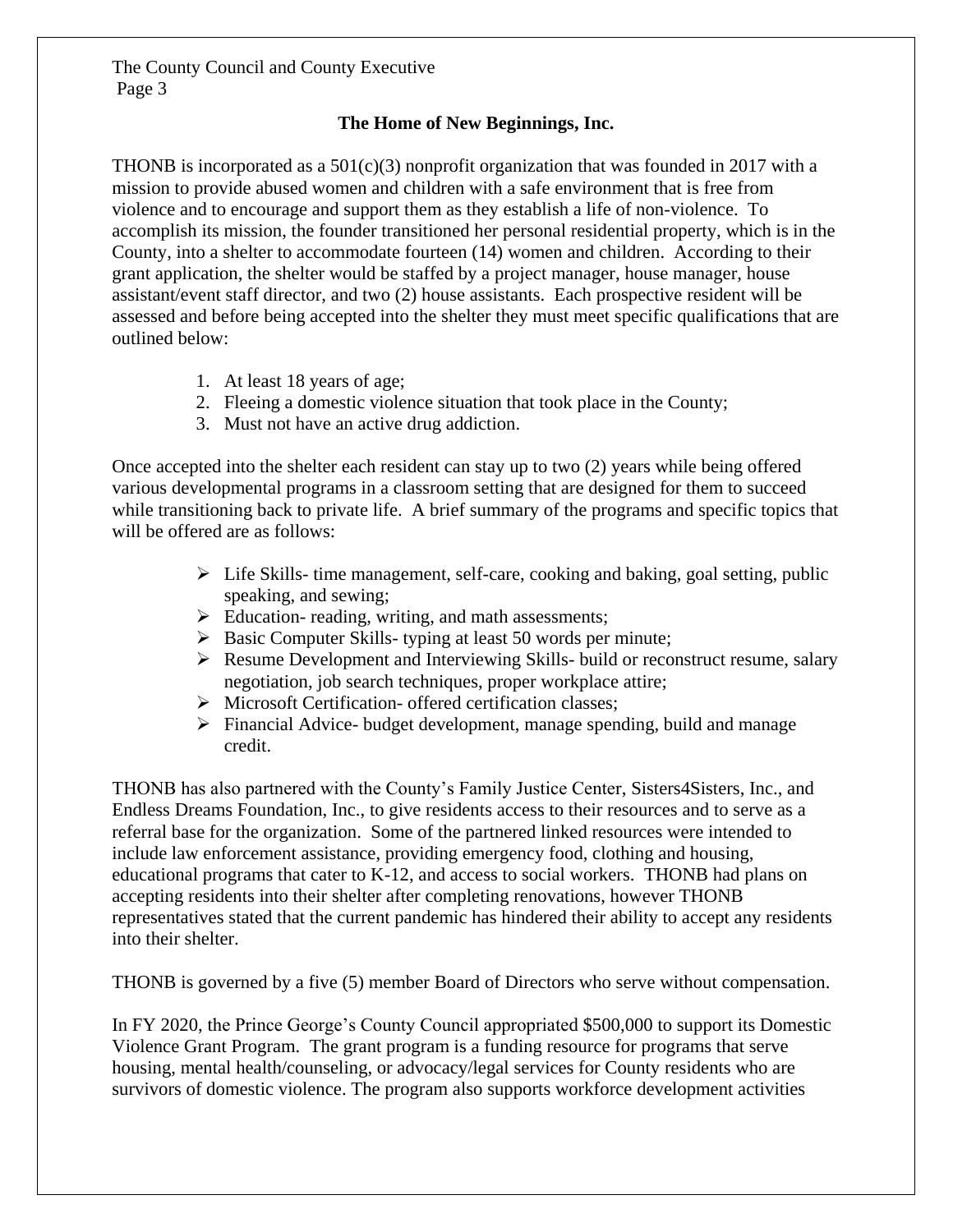**The Home of New Beginnings, Inc.**

THONB is incorporated as a 501(c)(3) nonprofit organization that was founded in 2017 with a mission to provide abused women and children with a safe environment that is free from violence and to encourage and support them as they establish a life of non-violence. To accomplish its mission, the founder transitioned her personal residential property, which is in the County, into a shelter to accommodate fourteen (14) women and children. According to their grant application, the shelter would be staffed by a project manager, house manager, house assistant/event staff director, and two (2) house assistants. Each prospective resident will be assessed and before being accepted into the shelter they must meet specific qualifications that are outlined below:

1. At least 18 years of age;
2. Fleeing a domestic violence situation that took place in the County;
3. Must not have an active drug addiction.

Once accepted into the shelter each resident can stay up to two (2) years while being offered various developmental programs in a classroom setting that are designed for them to succeed while transitioning back to private life. A brief summary of the programs and specific topics that will be offered are as follows:

- Life Skills- time management, self-care, cooking and baking, goal setting, public speaking, and sewing;
- Education- reading, writing, and math assessments;
- Basic Computer Skills- typing at least 50 words per minute;
- Resume Development and Interviewing Skills- build or reconstruct resume, salary negotiation, job search techniques, proper workplace attire;
- Microsoft Certification- offered certification classes;
- Financial Advice- budget development, manage spending, build and manage credit.

THONB has also partnered with the County's Family Justice Center, Sisters4Sisters, Inc., and Endless Dreams Foundation, Inc., to give residents access to their resources and to serve as a referral base for the organization. Some of the partnered linked resources were intended to include law enforcement assistance, providing emergency food, clothing and housing, educational programs that cater to K-12, and access to social workers. THONB had plans on accepting residents into their shelter after completing renovations, however THONB representatives stated that the current pandemic has hindered their ability to accept any residents into their shelter.

THONB is governed by a five (5) member Board of Directors who serve without compensation.

In FY 2020, the Prince George's County Council appropriated $500,000 to support its Domestic Violence Grant Program. The grant program is a funding resource for programs that serve housing, mental health/counseling, or advocacy/legal services for County residents who are survivors of domestic violence. The program also supports workforce development activities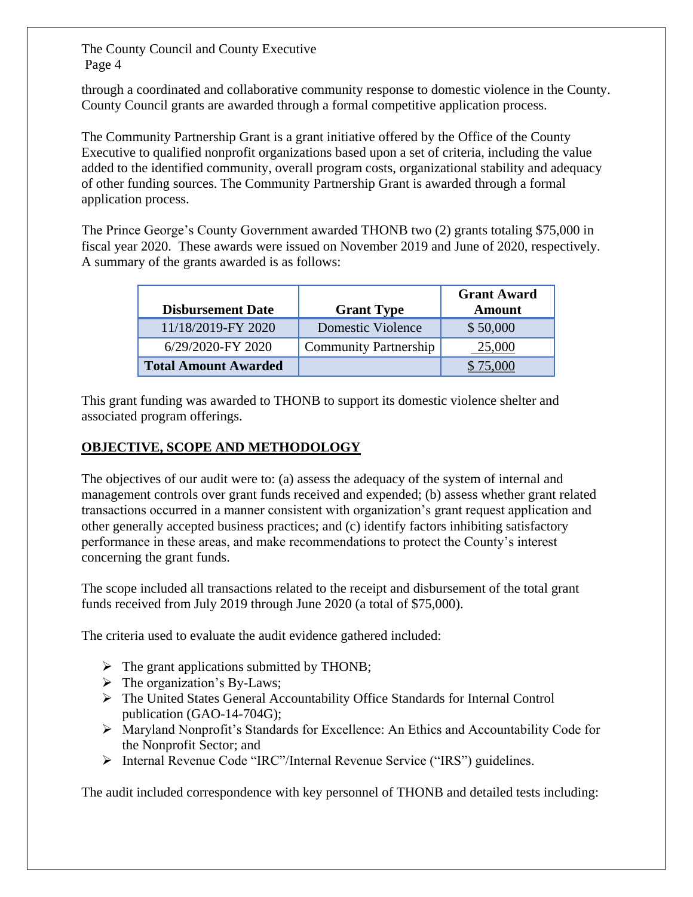through a coordinated and collaborative community response to domestic violence in the County. County Council grants are awarded through a formal competitive application process.

The Community Partnership Grant is a grant initiative offered by the Office of the County Executive to qualified nonprofit organizations based upon a set of criteria, including the value added to the identified community, overall program costs, organizational stability and adequacy of other funding sources. The Community Partnership Grant is awarded through a formal application process.

The Prince George's County Government awarded THONB two (2) grants totaling $75,000 in fiscal year 2020. These awards were issued on November 2019 and June of 2020, respectively. A summary of the grants awarded is as follows:

| Disbursement Date | Grant Type | Grant Award Amount |
|---|---|---|
| 11/18/2019-FY 2020 | Domestic Violence | $ 50,000 |
| 6/29/2020-FY 2020 | Community Partnership | 25,000 |
| **Total Amount Awarded** | | $ 75,000 |

This grant funding was awarded to THONB to support its domestic violence shelter and associated program offerings.

## OBJECTIVE, SCOPE AND METHODOLOGY

The objectives of our audit were to: (a) assess the adequacy of the system of internal and management controls over grant funds received and expended; (b) assess whether grant related transactions occurred in a manner consistent with organization's grant request application and other generally accepted business practices; and (c) identify factors inhibiting satisfactory performance in these areas, and make recommendations to protect the County's interest concerning the grant funds.

The scope included all transactions related to the receipt and disbursement of the total grant funds received from July 2019 through June 2020 (a total of $75,000).

The criteria used to evaluate the audit evidence gathered included:

- The grant applications submitted by THONB;
- The organization's By-Laws;
- The United States General Accountability Office Standards for Internal Control publication (GAO-14-704G);
- Maryland Nonprofit's Standards for Excellence: An Ethics and Accountability Code for the Nonprofit Sector; and
- Internal Revenue Code "IRC"/Internal Revenue Service ("IRS") guidelines.

The audit included correspondence with key personnel of THONB and detailed tests including: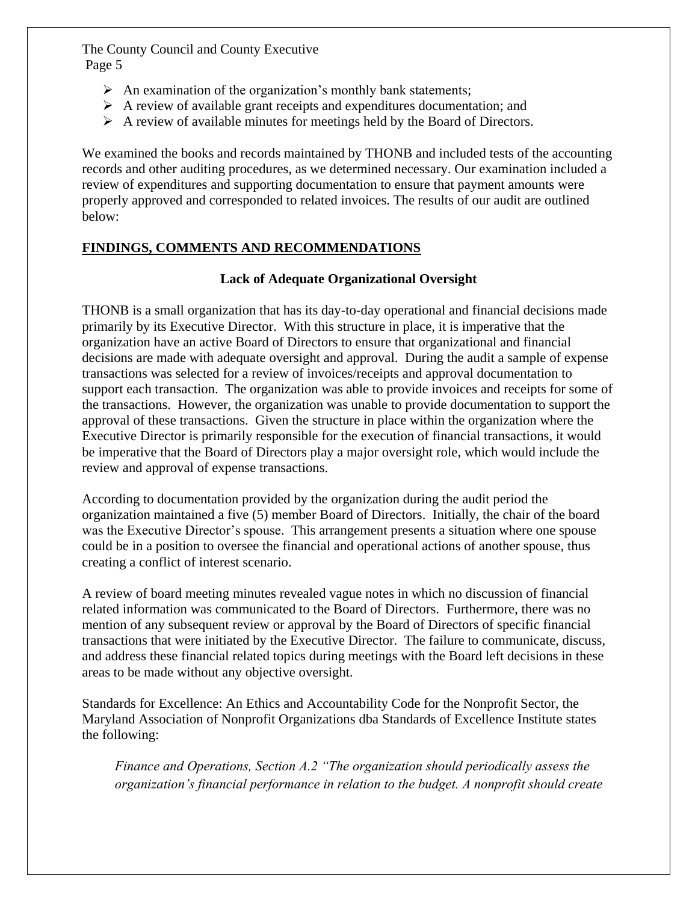- An examination of the organization's monthly bank statements;
- A review of available grant receipts and expenditures documentation; and
- A review of available minutes for meetings held by the Board of Directors.

We examined the books and records maintained by THONB and included tests of the accounting records and other auditing procedures, as we determined necessary. Our examination included a review of expenditures and supporting documentation to ensure that payment amounts were properly approved and corresponded to related invoices. The results of our audit are outlined below:

## FINDINGS, COMMENTS AND RECOMMENDATIONS

### Lack of Adequate Organizational Oversight

THONB is a small organization that has its day-to-day operational and financial decisions made primarily by its Executive Director. With this structure in place, it is imperative that the organization have an active Board of Directors to ensure that organizational and financial decisions are made with adequate oversight and approval. During the audit a sample of expense transactions was selected for a review of invoices/receipts and approval documentation to support each transaction. The organization was able to provide invoices and receipts for some of the transactions. However, the organization was unable to provide documentation to support the approval of these transactions. Given the structure in place within the organization where the Executive Director is primarily responsible for the execution of financial transactions, it would be imperative that the Board of Directors play a major oversight role, which would include the review and approval of expense transactions.

According to documentation provided by the organization during the audit period the organization maintained a five (5) member Board of Directors. Initially, the chair of the board was the Executive Director's spouse. This arrangement presents a situation where one spouse could be in a position to oversee the financial and operational actions of another spouse, thus creating a conflict of interest scenario.

A review of board meeting minutes revealed vague notes in which no discussion of financial related information was communicated to the Board of Directors. Furthermore, there was no mention of any subsequent review or approval by the Board of Directors of specific financial transactions that were initiated by the Executive Director. The failure to communicate, discuss, and address these financial related topics during meetings with the Board left decisions in these areas to be made without any objective oversight.

Standards for Excellence: An Ethics and Accountability Code for the Nonprofit Sector, the Maryland Association of Nonprofit Organizations dba Standards of Excellence Institute states the following:

> *Finance and Operations, Section A.2 "The organization should periodically assess the organization's financial performance in relation to the budget. A nonprofit should create*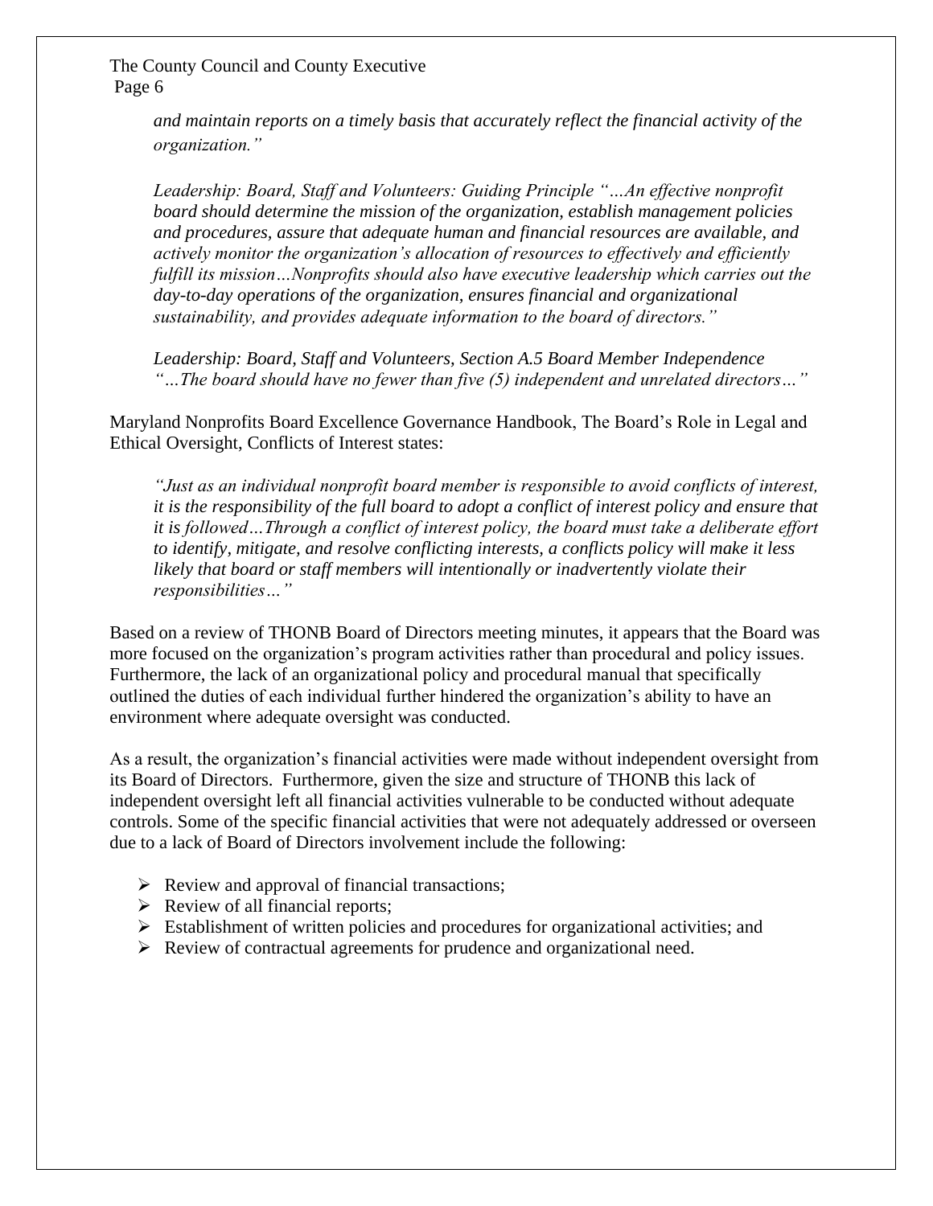*and maintain reports on a timely basis that accurately reflect the financial activity of the organization."*

*Leadership: Board, Staff and Volunteers: Guiding Principle "…An effective nonprofit board should determine the mission of the organization, establish management policies and procedures, assure that adequate human and financial resources are available, and actively monitor the organization's allocation of resources to effectively and efficiently fulfill its mission…Nonprofits should also have executive leadership which carries out the day-to-day operations of the organization, ensures financial and organizational sustainability, and provides adequate information to the board of directors."*

*Leadership: Board, Staff and Volunteers, Section A.5 Board Member Independence "…The board should have no fewer than five (5) independent and unrelated directors…"*

Maryland Nonprofits Board Excellence Governance Handbook, The Board's Role in Legal and Ethical Oversight, Conflicts of Interest states:

*"Just as an individual nonprofit board member is responsible to avoid conflicts of interest, it is the responsibility of the full board to adopt a conflict of interest policy and ensure that it is followed…Through a conflict of interest policy, the board must take a deliberate effort to identify, mitigate, and resolve conflicting interests, a conflicts policy will make it less likely that board or staff members will intentionally or inadvertently violate their responsibilities…"*

Based on a review of THONB Board of Directors meeting minutes, it appears that the Board was more focused on the organization's program activities rather than procedural and policy issues. Furthermore, the lack of an organizational policy and procedural manual that specifically outlined the duties of each individual further hindered the organization's ability to have an environment where adequate oversight was conducted.

As a result, the organization's financial activities were made without independent oversight from its Board of Directors. Furthermore, given the size and structure of THONB this lack of independent oversight left all financial activities vulnerable to be conducted without adequate controls. Some of the specific financial activities that were not adequately addressed or overseen due to a lack of Board of Directors involvement include the following:

- Review and approval of financial transactions;
- Review of all financial reports;
- Establishment of written policies and procedures for organizational activities; and
- Review of contractual agreements for prudence and organizational need.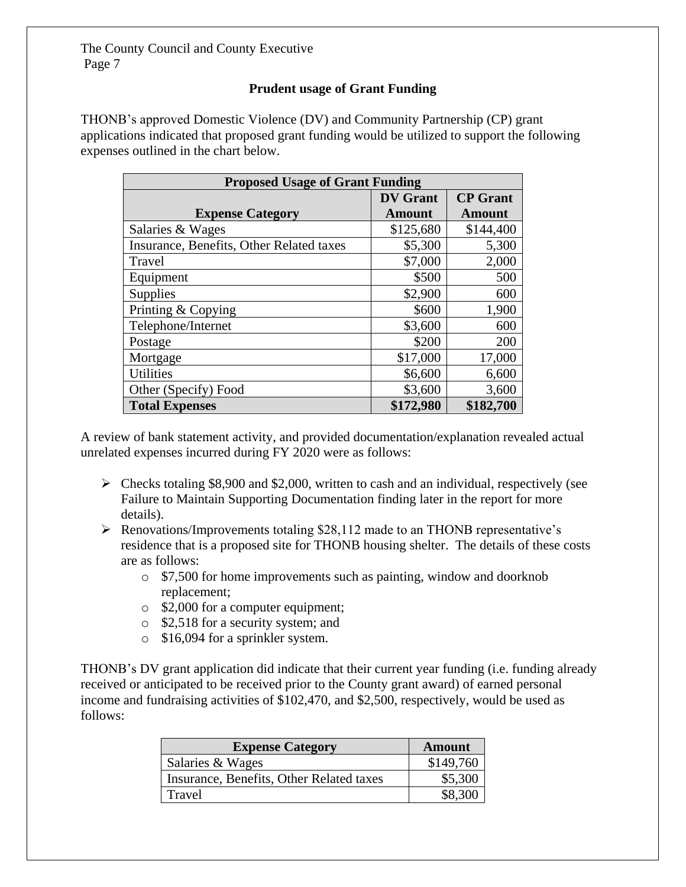### Prudent usage of Grant Funding

THONB's approved Domestic Violence (DV) and Community Partnership (CP) grant applications indicated that proposed grant funding would be utilized to support the following expenses outlined in the chart below.

| Proposed Usage of Grant Funding | | |
|---|---|---|
| **Expense Category** | **DV Grant Amount** | **CP Grant Amount** |
| Salaries & Wages | $125,680 | $144,400 |
| Insurance, Benefits, Other Related taxes | $5,300 | 5,300 |
| Travel | $7,000 | 2,000 |
| Equipment | $500 | 500 |
| Supplies | $2,900 | 600 |
| Printing & Copying | $600 | 1,900 |
| Telephone/Internet | $3,600 | 600 |
| Postage | $200 | 200 |
| Mortgage | $17,000 | 17,000 |
| Utilities | $6,600 | 6,600 |
| Other (Specify) Food | $3,600 | 3,600 |
| **Total Expenses** | **$172,980** | **$182,700** |

A review of bank statement activity, and provided documentation/explanation revealed actual unrelated expenses incurred during FY 2020 were as follows:

- Checks totaling $8,900 and $2,000, written to cash and an individual, respectively (see Failure to Maintain Supporting Documentation finding later in the report for more details).
- Renovations/Improvements totaling $28,112 made to an THONB representative's residence that is a proposed site for THONB housing shelter. The details of these costs are as follows:
  - $7,500 for home improvements such as painting, window and doorknob replacement;
  - $2,000 for a computer equipment;
  - $2,518 for a security system; and
  - $16,094 for a sprinkler system.

THONB's DV grant application did indicate that their current year funding (i.e. funding already received or anticipated to be received prior to the County grant award) of earned personal income and fundraising activities of $102,470, and $2,500, respectively, would be used as follows:

| Expense Category | Amount |
|---|---|
| Salaries & Wages | $149,760 |
| Insurance, Benefits, Other Related taxes | $5,300 |
| Travel | $8,300 |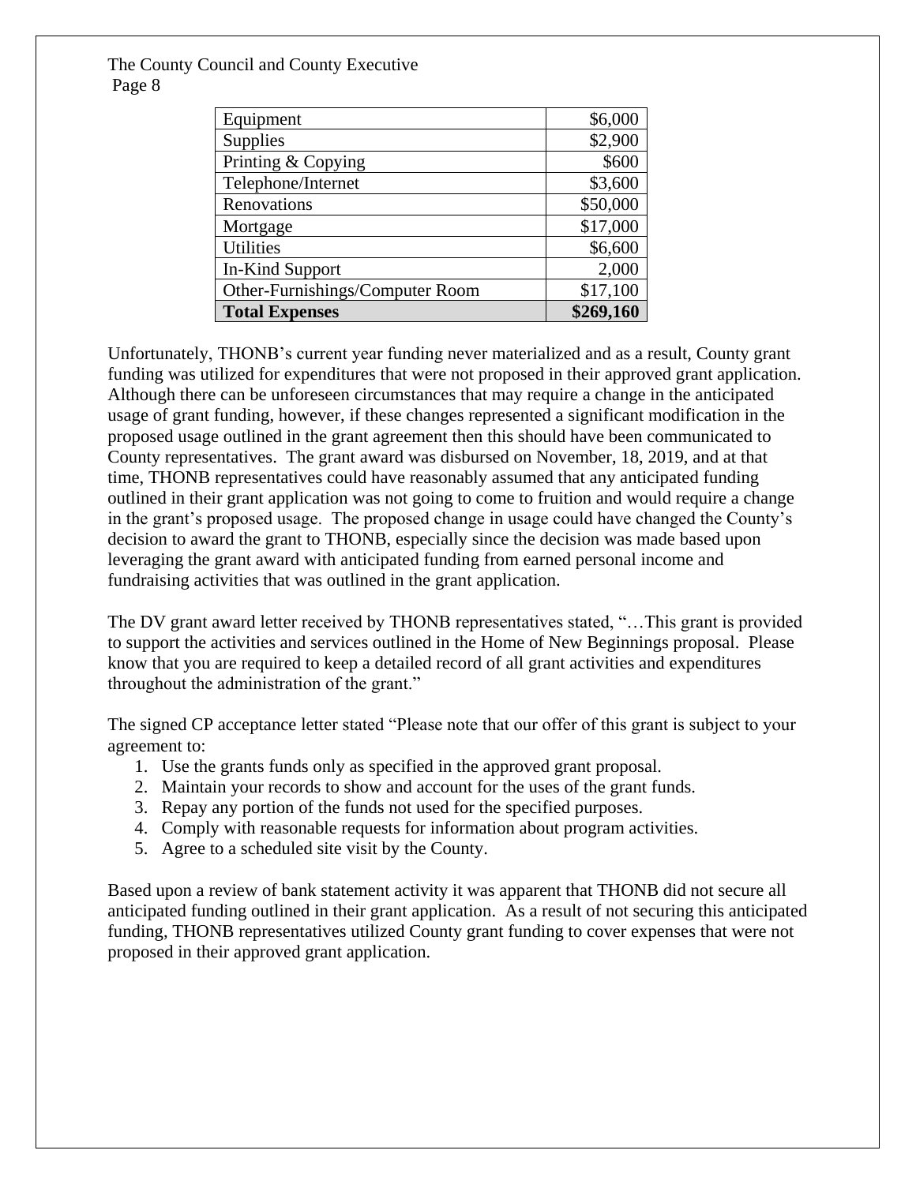| Equipment | $6,000 |
|---|---|
| Supplies | $2,900 |
| Printing & Copying | $600 |
| Telephone/Internet | $3,600 |
| Renovations | $50,000 |
| Mortgage | $17,000 |
| Utilities | $6,600 |
| In-Kind Support | 2,000 |
| Other-Furnishings/Computer Room | $17,100 |
| **Total Expenses** | **$269,160** |

Unfortunately, THONB's current year funding never materialized and as a result, County grant funding was utilized for expenditures that were not proposed in their approved grant application. Although there can be unforeseen circumstances that may require a change in the anticipated usage of grant funding, however, if these changes represented a significant modification in the proposed usage outlined in the grant agreement then this should have been communicated to County representatives. The grant award was disbursed on November, 18, 2019, and at that time, THONB representatives could have reasonably assumed that any anticipated funding outlined in their grant application was not going to come to fruition and would require a change in the grant's proposed usage. The proposed change in usage could have changed the County's decision to award the grant to THONB, especially since the decision was made based upon leveraging the grant award with anticipated funding from earned personal income and fundraising activities that was outlined in the grant application.

The DV grant award letter received by THONB representatives stated, "…This grant is provided to support the activities and services outlined in the Home of New Beginnings proposal. Please know that you are required to keep a detailed record of all grant activities and expenditures throughout the administration of the grant."

The signed CP acceptance letter stated "Please note that our offer of this grant is subject to your agreement to:

1. Use the grants funds only as specified in the approved grant proposal.
2. Maintain your records to show and account for the uses of the grant funds.
3. Repay any portion of the funds not used for the specified purposes.
4. Comply with reasonable requests for information about program activities.
5. Agree to a scheduled site visit by the County.

Based upon a review of bank statement activity it was apparent that THONB did not secure all anticipated funding outlined in their grant application. As a result of not securing this anticipated funding, THONB representatives utilized County grant funding to cover expenses that were not proposed in their approved grant application.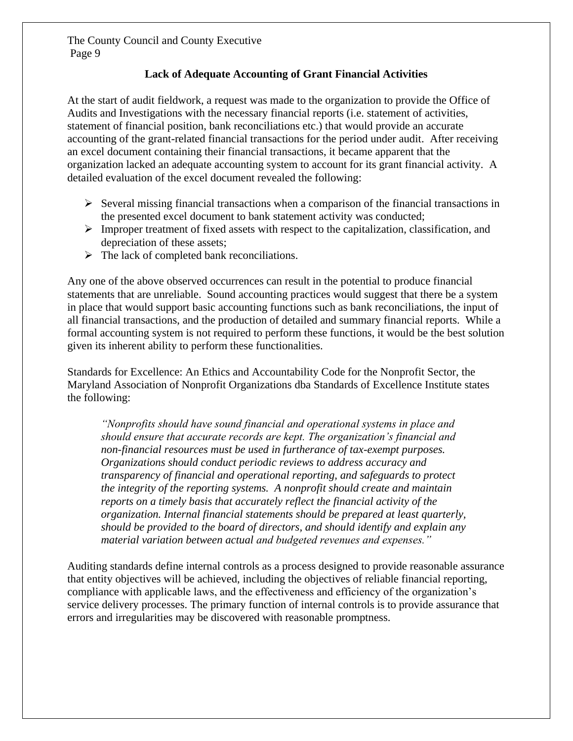## Lack of Adequate Accounting of Grant Financial Activities

At the start of audit fieldwork, a request was made to the organization to provide the Office of Audits and Investigations with the necessary financial reports (i.e. statement of activities, statement of financial position, bank reconciliations etc.) that would provide an accurate accounting of the grant-related financial transactions for the period under audit. After receiving an excel document containing their financial transactions, it became apparent that the organization lacked an adequate accounting system to account for its grant financial activity. A detailed evaluation of the excel document revealed the following:

- Several missing financial transactions when a comparison of the financial transactions in the presented excel document to bank statement activity was conducted;
- Improper treatment of fixed assets with respect to the capitalization, classification, and depreciation of these assets;
- The lack of completed bank reconciliations.

Any one of the above observed occurrences can result in the potential to produce financial statements that are unreliable. Sound accounting practices would suggest that there be a system in place that would support basic accounting functions such as bank reconciliations, the input of all financial transactions, and the production of detailed and summary financial reports. While a formal accounting system is not required to perform these functions, it would be the best solution given its inherent ability to perform these functionalities.

Standards for Excellence: An Ethics and Accountability Code for the Nonprofit Sector, the Maryland Association of Nonprofit Organizations dba Standards of Excellence Institute states the following:

> *"Nonprofits should have sound financial and operational systems in place and should ensure that accurate records are kept. The organization's financial and non-financial resources must be used in furtherance of tax-exempt purposes. Organizations should conduct periodic reviews to address accuracy and transparency of financial and operational reporting, and safeguards to protect the integrity of the reporting systems. A nonprofit should create and maintain reports on a timely basis that accurately reflect the financial activity of the organization. Internal financial statements should be prepared at least quarterly, should be provided to the board of directors, and should identify and explain any material variation between actual and budgeted revenues and expenses."*

Auditing standards define internal controls as a process designed to provide reasonable assurance that entity objectives will be achieved, including the objectives of reliable financial reporting, compliance with applicable laws, and the effectiveness and efficiency of the organization's service delivery processes. The primary function of internal controls is to provide assurance that errors and irregularities may be discovered with reasonable promptness.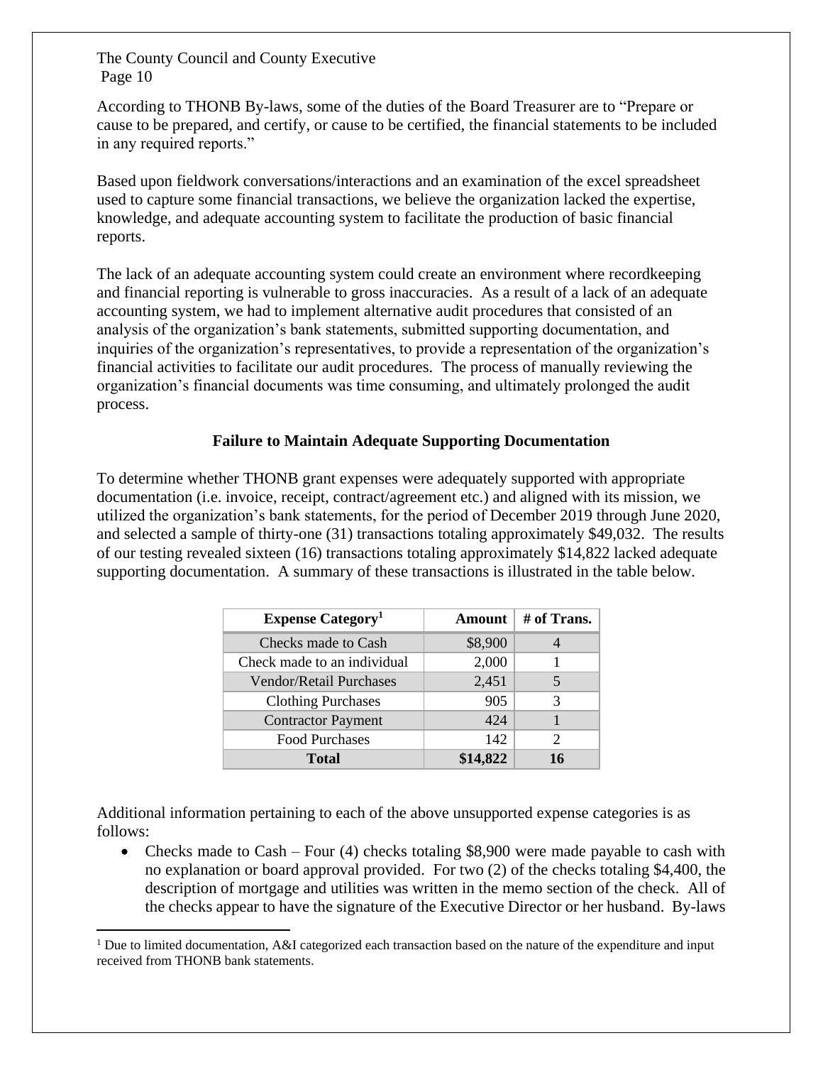According to THONB By-laws, some of the duties of the Board Treasurer are to "Prepare or cause to be prepared, and certify, or cause to be certified, the financial statements to be included in any required reports."

Based upon fieldwork conversations/interactions and an examination of the excel spreadsheet used to capture some financial transactions, we believe the organization lacked the expertise, knowledge, and adequate accounting system to facilitate the production of basic financial reports.

The lack of an adequate accounting system could create an environment where recordkeeping and financial reporting is vulnerable to gross inaccuracies. As a result of a lack of an adequate accounting system, we had to implement alternative audit procedures that consisted of an analysis of the organization's bank statements, submitted supporting documentation, and inquiries of the organization's representatives, to provide a representation of the organization's financial activities to facilitate our audit procedures. The process of manually reviewing the organization's financial documents was time consuming, and ultimately prolonged the audit process.

### Failure to Maintain Adequate Supporting Documentation

To determine whether THONB grant expenses were adequately supported with appropriate documentation (i.e. invoice, receipt, contract/agreement etc.) and aligned with its mission, we utilized the organization's bank statements, for the period of December 2019 through June 2020, and selected a sample of thirty-one (31) transactions totaling approximately $49,032. The results of our testing revealed sixteen (16) transactions totaling approximately $14,822 lacked adequate supporting documentation. A summary of these transactions is illustrated in the table below.

| Expense Category[1] | Amount | # of Trans. |
|---|---|---|
| Checks made to Cash | $8,900 | 4 |
| Check made to an individual | 2,000 | 1 |
| Vendor/Retail Purchases | 2,451 | 5 |
| Clothing Purchases | 905 | 3 |
| Contractor Payment | 424 | 1 |
| Food Purchases | 142 | 2 |
| **Total** | **$14,822** | **16** |

Additional information pertaining to each of the above unsupported expense categories is as follows:

- Checks made to Cash – Four (4) checks totaling $8,900 were made payable to cash with no explanation or board approval provided. For two (2) of the checks totaling $4,400, the description of mortgage and utilities was written in the memo section of the check. All of the checks appear to have the signature of the Executive Director or her husband. By-laws

[1] Due to limited documentation, A&I categorized each transaction based on the nature of the expenditure and input received from THONB bank statements.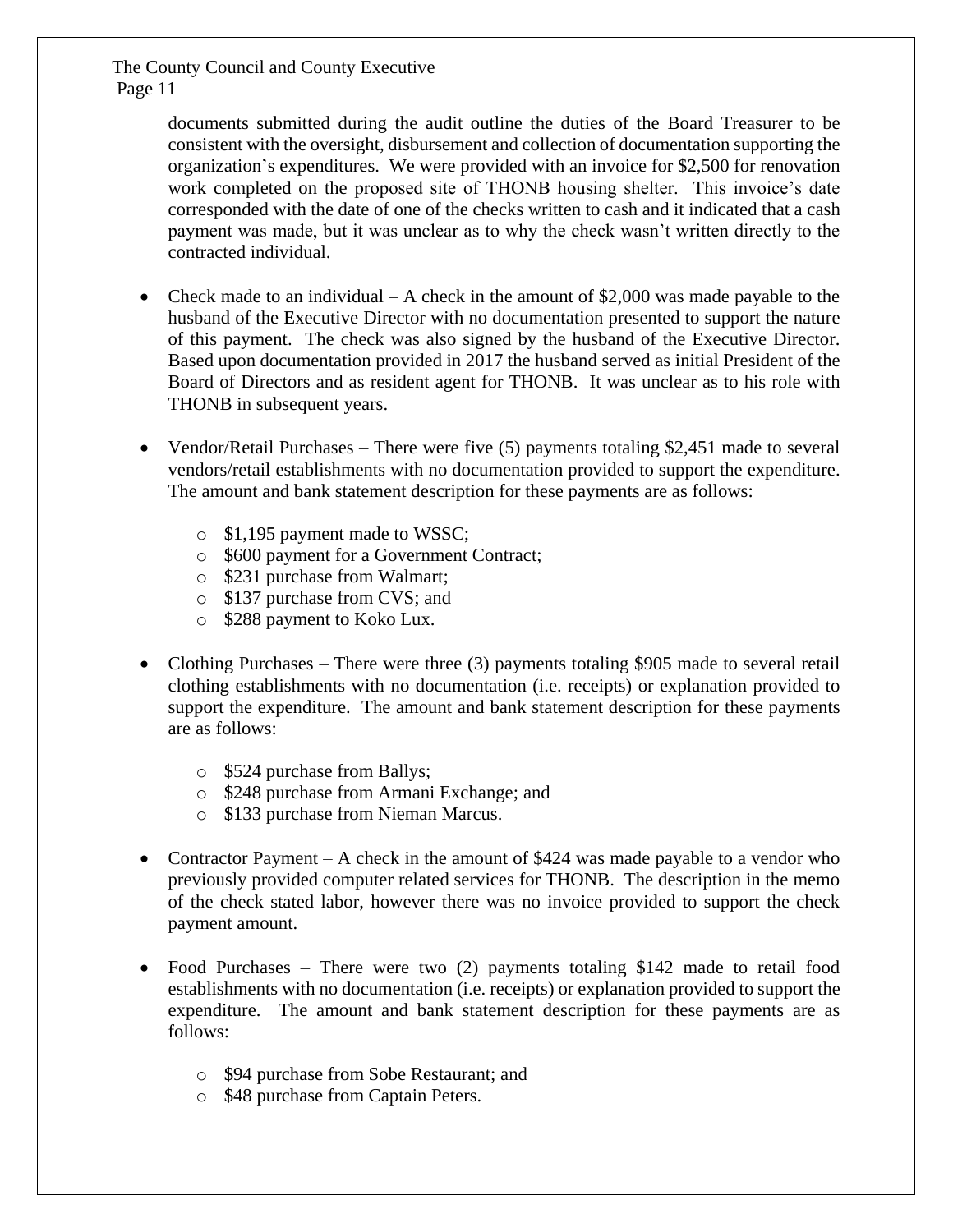documents submitted during the audit outline the duties of the Board Treasurer to be consistent with the oversight, disbursement and collection of documentation supporting the organization's expenditures. We were provided with an invoice for $2,500 for renovation work completed on the proposed site of THONB housing shelter. This invoice's date corresponded with the date of one of the checks written to cash and it indicated that a cash payment was made, but it was unclear as to why the check wasn't written directly to the contracted individual.

- Check made to an individual – A check in the amount of $2,000 was made payable to the husband of the Executive Director with no documentation presented to support the nature of this payment. The check was also signed by the husband of the Executive Director. Based upon documentation provided in 2017 the husband served as initial President of the Board of Directors and as resident agent for THONB. It was unclear as to his role with THONB in subsequent years.

- Vendor/Retail Purchases – There were five (5) payments totaling $2,451 made to several vendors/retail establishments with no documentation provided to support the expenditure. The amount and bank statement description for these payments are as follows:

  - $1,195 payment made to WSSC;
  - $600 payment for a Government Contract;
  - $231 purchase from Walmart;
  - $137 purchase from CVS; and
  - $288 payment to Koko Lux.

- Clothing Purchases – There were three (3) payments totaling $905 made to several retail clothing establishments with no documentation (i.e. receipts) or explanation provided to support the expenditure. The amount and bank statement description for these payments are as follows:

  - $524 purchase from Ballys;
  - $248 purchase from Armani Exchange; and
  - $133 purchase from Nieman Marcus.

- Contractor Payment – A check in the amount of $424 was made payable to a vendor who previously provided computer related services for THONB. The description in the memo of the check stated labor, however there was no invoice provided to support the check payment amount.

- Food Purchases – There were two (2) payments totaling $142 made to retail food establishments with no documentation (i.e. receipts) or explanation provided to support the expenditure. The amount and bank statement description for these payments are as follows:

  - $94 purchase from Sobe Restaurant; and
  - $48 purchase from Captain Peters.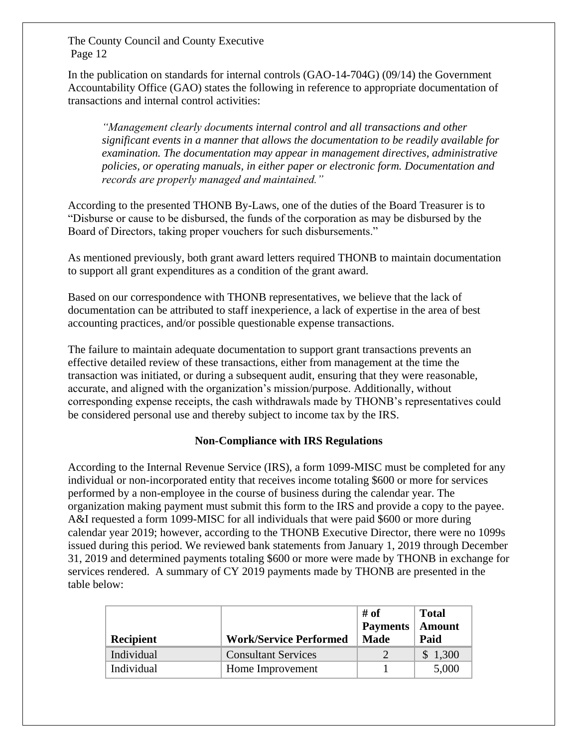In the publication on standards for internal controls (GAO-14-704G) (09/14) the Government Accountability Office (GAO) states the following in reference to appropriate documentation of transactions and internal control activities:

> *"Management clearly documents internal control and all transactions and other significant events in a manner that allows the documentation to be readily available for examination. The documentation may appear in management directives, administrative policies, or operating manuals, in either paper or electronic form. Documentation and records are properly managed and maintained."*

According to the presented THONB By-Laws, one of the duties of the Board Treasurer is to "Disburse or cause to be disbursed, the funds of the corporation as may be disbursed by the Board of Directors, taking proper vouchers for such disbursements."

As mentioned previously, both grant award letters required THONB to maintain documentation to support all grant expenditures as a condition of the grant award.

Based on our correspondence with THONB representatives, we believe that the lack of documentation can be attributed to staff inexperience, a lack of expertise in the area of best accounting practices, and/or possible questionable expense transactions.

The failure to maintain adequate documentation to support grant transactions prevents an effective detailed review of these transactions, either from management at the time the transaction was initiated, or during a subsequent audit, ensuring that they were reasonable, accurate, and aligned with the organization's mission/purpose. Additionally, without corresponding expense receipts, the cash withdrawals made by THONB's representatives could be considered personal use and thereby subject to income tax by the IRS.

### Non-Compliance with IRS Regulations

According to the Internal Revenue Service (IRS), a form 1099-MISC must be completed for any individual or non-incorporated entity that receives income totaling $600 or more for services performed by a non-employee in the course of business during the calendar year. The organization making payment must submit this form to the IRS and provide a copy to the payee. A&I requested a form 1099-MISC for all individuals that were paid $600 or more during calendar year 2019; however, according to the THONB Executive Director, there were no 1099s issued during this period. We reviewed bank statements from January 1, 2019 through December 31, 2019 and determined payments totaling $600 or more were made by THONB in exchange for services rendered. A summary of CY 2019 payments made by THONB are presented in the table below:

| Recipient | Work/Service Performed | # of Payments Made | Total Amount Paid |
|---|---|---|---|
| Individual | Consultant Services | 2 | $ 1,300 |
| Individual | Home Improvement | 1 | 5,000 |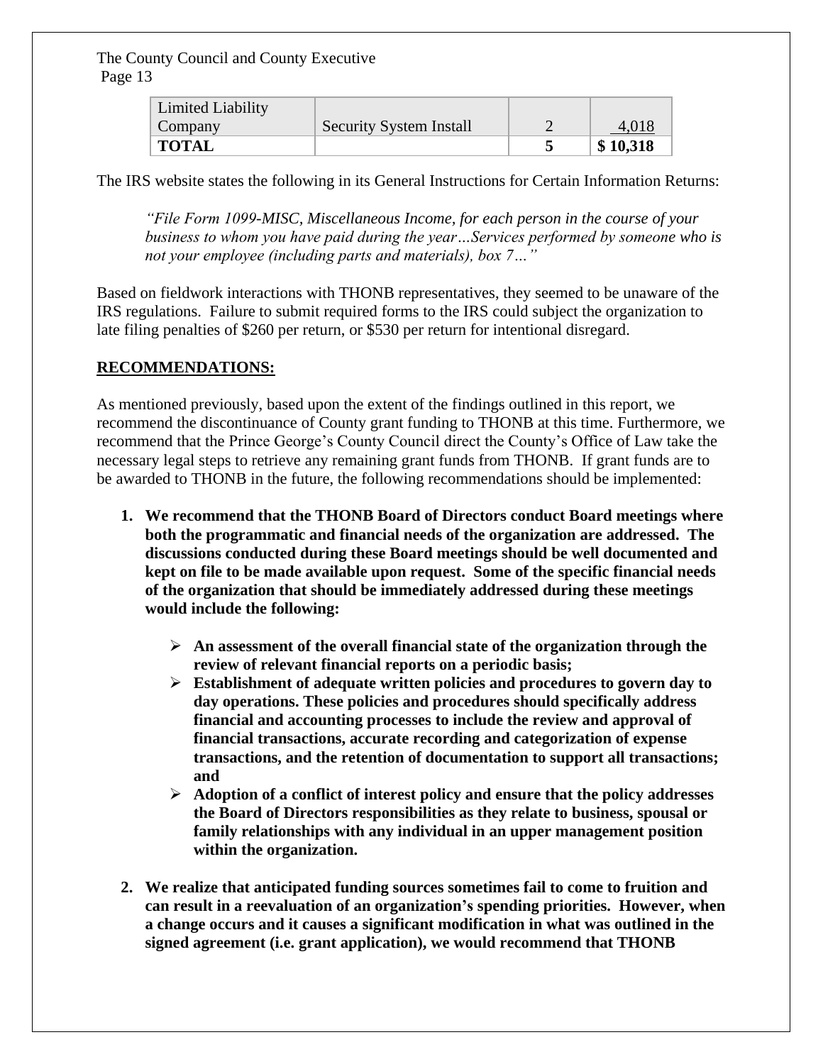| Limited Liability Company | Security System Install | 2 | 4,018 |
|---|---|---|---|
| **TOTAL** | | **5** | **$ 10,318** |

The IRS website states the following in its General Instructions for Certain Information Returns:

> *"File Form 1099-MISC, Miscellaneous Income, for each person in the course of your business to whom you have paid during the year…Services performed by someone who is not your employee (including parts and materials), box 7…"*

Based on fieldwork interactions with THONB representatives, they seemed to be unaware of the IRS regulations. Failure to submit required forms to the IRS could subject the organization to late filing penalties of $260 per return, or $530 per return for intentional disregard.

## RECOMMENDATIONS:

As mentioned previously, based upon the extent of the findings outlined in this report, we recommend the discontinuance of County grant funding to THONB at this time. Furthermore, we recommend that the Prince George's County Council direct the County's Office of Law take the necessary legal steps to retrieve any remaining grant funds from THONB. If grant funds are to be awarded to THONB in the future, the following recommendations should be implemented:

1. **We recommend that the THONB Board of Directors conduct Board meetings where both the programmatic and financial needs of the organization are addressed. The discussions conducted during these Board meetings should be well documented and kept on file to be made available upon request. Some of the specific financial needs of the organization that should be immediately addressed during these meetings would include the following:**

   - **An assessment of the overall financial state of the organization through the review of relevant financial reports on a periodic basis;**
   - **Establishment of adequate written policies and procedures to govern day to day operations. These policies and procedures should specifically address financial and accounting processes to include the review and approval of financial transactions, accurate recording and categorization of expense transactions, and the retention of documentation to support all transactions; and**
   - **Adoption of a conflict of interest policy and ensure that the policy addresses the Board of Directors responsibilities as they relate to business, spousal or family relationships with any individual in an upper management position within the organization.**

2. **We realize that anticipated funding sources sometimes fail to come to fruition and can result in a reevaluation of an organization's spending priorities. However, when a change occurs and it causes a significant modification in what was outlined in the signed agreement (i.e. grant application), we would recommend that THONB**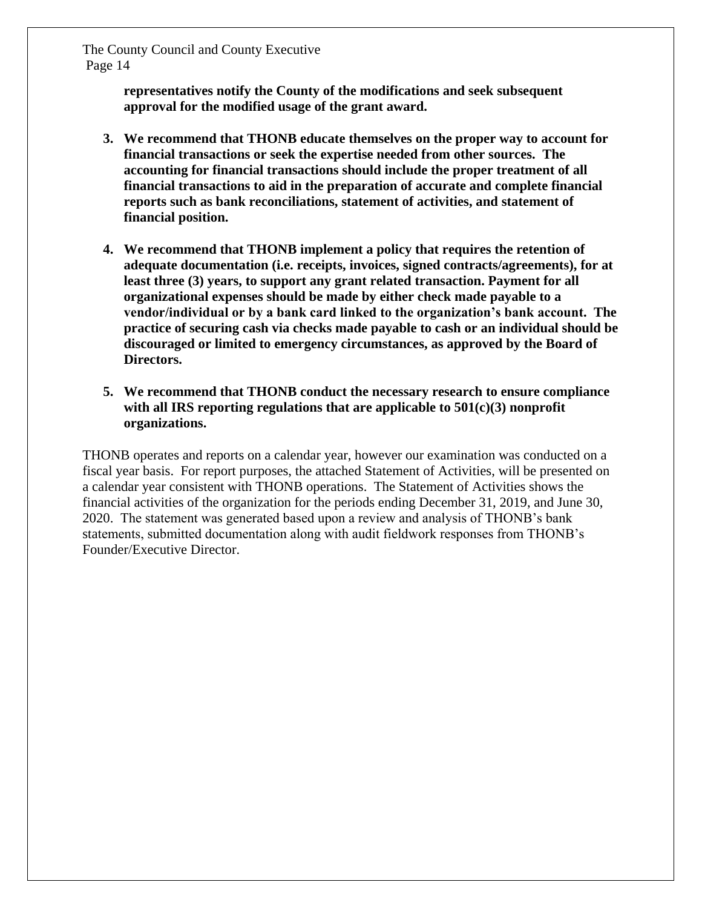**representatives notify the County of the modifications and seek subsequent approval for the modified usage of the grant award.**

3. **We recommend that THONB educate themselves on the proper way to account for financial transactions or seek the expertise needed from other sources. The accounting for financial transactions should include the proper treatment of all financial transactions to aid in the preparation of accurate and complete financial reports such as bank reconciliations, statement of activities, and statement of financial position.**

4. **We recommend that THONB implement a policy that requires the retention of adequate documentation (i.e. receipts, invoices, signed contracts/agreements), for at least three (3) years, to support any grant related transaction. Payment for all organizational expenses should be made by either check made payable to a vendor/individual or by a bank card linked to the organization's bank account. The practice of securing cash via checks made payable to cash or an individual should be discouraged or limited to emergency circumstances, as approved by the Board of Directors.**

5. **We recommend that THONB conduct the necessary research to ensure compliance with all IRS reporting regulations that are applicable to 501(c)(3) nonprofit organizations.**

THONB operates and reports on a calendar year, however our examination was conducted on a fiscal year basis. For report purposes, the attached Statement of Activities, will be presented on a calendar year consistent with THONB operations. The Statement of Activities shows the financial activities of the organization for the periods ending December 31, 2019, and June 30, 2020. The statement was generated based upon a review and analysis of THONB's bank statements, submitted documentation along with audit fieldwork responses from THONB's Founder/Executive Director.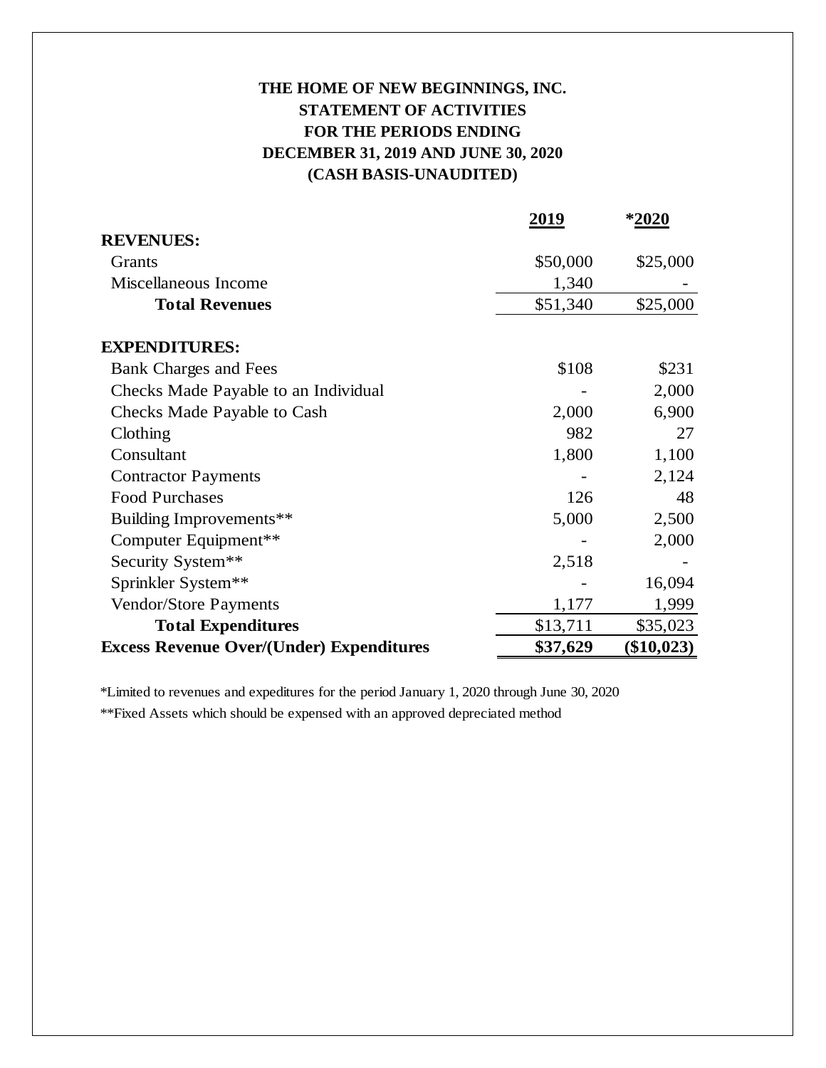**THE HOME OF NEW BEGINNINGS, INC.**
**STATEMENT OF ACTIVITIES**
**FOR THE PERIODS ENDING**
**DECEMBER 31, 2019 AND JUNE 30, 2020**
**(CASH BASIS-UNAUDITED)**

| | 2019 | *2020 |
|---|---|---|
| **REVENUES:** | | |
| Grants | $50,000 | $25,000 |
| Miscellaneous Income | 1,340 | - |
| **Total Revenues** | $51,340 | $25,000 |
| | | |
| **EXPENDITURES:** | | |
| Bank Charges and Fees | $108 | $231 |
| Checks Made Payable to an Individual | - | 2,000 |
| Checks Made Payable to Cash | 2,000 | 6,900 |
| Clothing | 982 | 27 |
| Consultant | 1,800 | 1,100 |
| Contractor Payments | - | 2,124 |
| Food Purchases | 126 | 48 |
| Building Improvements** | 5,000 | 2,500 |
| Computer Equipment** | - | 2,000 |
| Security System** | 2,518 | - |
| Sprinkler System** | - | 16,094 |
| Vendor/Store Payments | 1,177 | 1,999 |
| **Total Expenditures** | $13,711 | $35,023 |
| **Excess Revenue Over/(Under) Expenditures** | **$37,629** | **($10,023)** |

*Limited to revenues and expeditures for the period January 1, 2020 through June 30, 2020

**Fixed Assets which should be expensed with an approved depreciated method